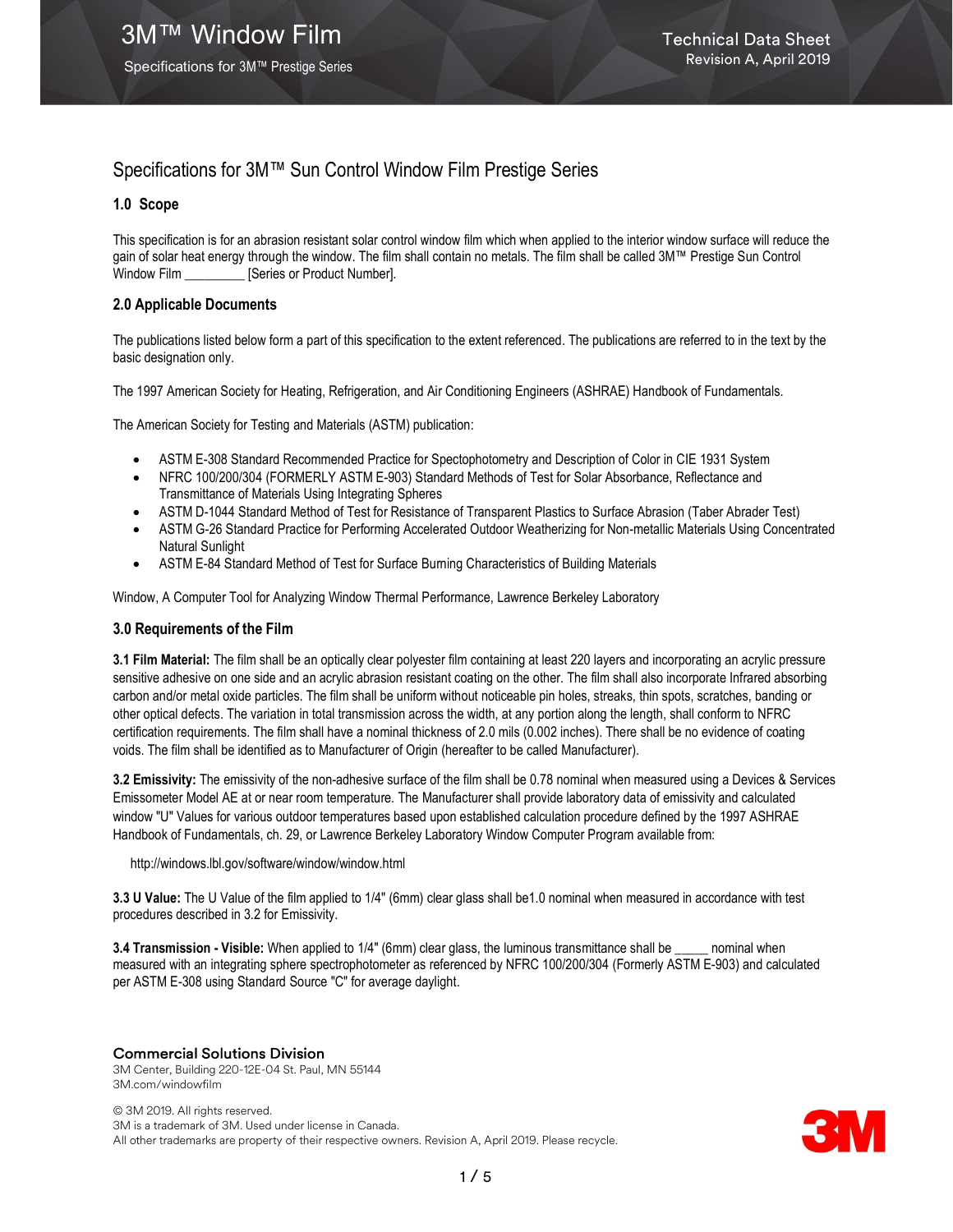# Specifications for 3M™ Sun Control Window Film Prestige Series

## 1.0 Scope

This specification is for an abrasion resistant solar control window film which when applied to the interior window surface will reduce the gain of solar heat energy through the window. The film shall contain no metals. The film shall be called 3M™ Prestige Sun Control Window Film _________ [Series or Product Number].

## 2.0 Applicable Documents

The publications listed below form a part of this specification to the extent referenced. The publications are referred to in the text by the basic designation only.

The 1997 American Society for Heating, Refrigeration, and Air Conditioning Engineers (ASHRAE) Handbook of Fundamentals.

The American Society for Testing and Materials (ASTM) publication:

- ASTM E-308 Standard Recommended Practice for Spectophotometry and Description of Color in CIE 1931 System
- NFRC 100/200/304 (FORMERLY ASTM E-903) Standard Methods of Test for Solar Absorbance, Reflectance and Transmittance of Materials Using Integrating Spheres
- ASTM D-1044 Standard Method of Test for Resistance of Transparent Plastics to Surface Abrasion (Taber Abrader Test)
- ASTM G-26 Standard Practice for Performing Accelerated Outdoor Weatherizing for Non-metallic Materials Using Concentrated Natural Sunlight
- ASTM E-84 Standard Method of Test for Surface Burning Characteristics of Building Materials

Window, A Computer Tool for Analyzing Window Thermal Performance, Lawrence Berkeley Laboratory

## 3.0 Requirements of the Film

**3.1 Film Material:** The film shall be an optically clear polyester film containing at least 220 layers and incorporating an acrylic pressure sensitive adhesive on one side and an acrylic abrasion resistant coating on the other. The film shall also incorporate Infrared absorbing carbon and/or metal oxide particles. The film shall be uniform without noticeable pin holes, streaks, thin spots, scratches, banding or other optical defects. The variation in total transmission across the width, at any portion along the length, shall conform to NFRC certification requirements. The film shall have a nominal thickness of 2.0 mils (0.002 inches). There shall be no evidence of coating voids. The film shall be identified as to Manufacturer of Origin (hereafter to be called Manufacturer).

**3.2 Emissivity:** The emissivity of the non-adhesive surface of the film shall be 0.78 nominal when measured using a Devices & Services Emissometer Model AE at or near room temperature. The Manufacturer shall provide laboratory data of emissivity and calculated window "U" Values for various outdoor temperatures based upon established calculation procedure defined by the 1997 ASHRAE Handbook of Fundamentals, ch. 29, or Lawrence Berkeley Laboratory Window Computer Program available from:

http://windows.lbl.gov/software/window/window.html

**3.3 U Value:** The U Value of the film applied to 1/4" (6mm) clear glass shall be1.0 nominal when measured in accordance with test procedures described in 3.2 for Emissivity.

**3.4 Transmission - Visible:** When applied to 1/4" (6mm) clear glass, the luminous transmittance shall be _____ nominal when measured with an integrating sphere spectrophotometer as referenced by NFRC 100/200/304 (Formerly ASTM E-903) and calculated per ASTM E-308 using Standard Source "C" for average daylight.

**Commercial Solutions Division**
3M Center, Building 220-12E-04 St. Paul, MN 55144
3M.com/windowfilm

© 3M 2019. All rights reserved.
3M is a trademark of 3M. Used under license in Canada.
All other trademarks are property of their respective owners. Revision A, April 2019. Please recycle.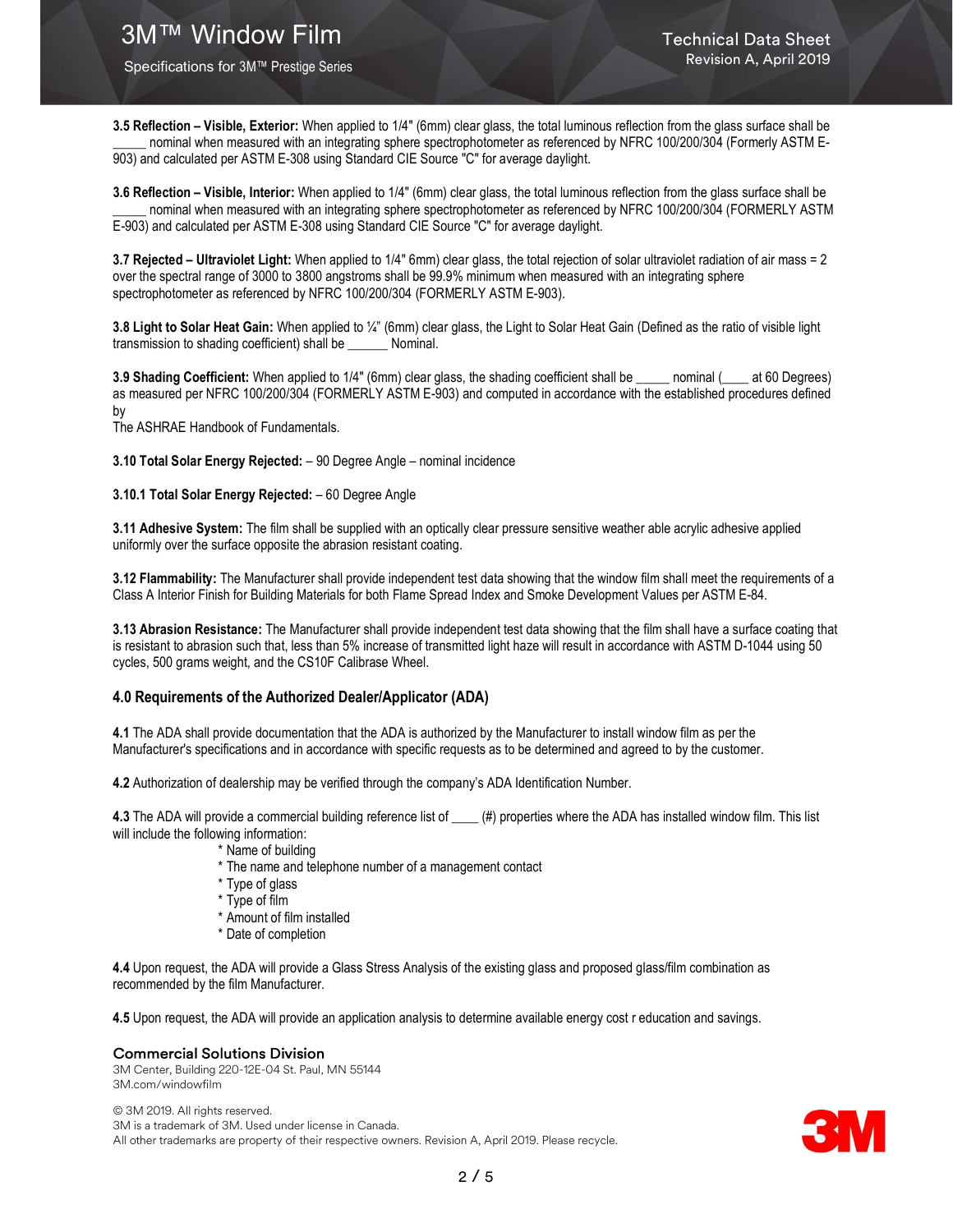**3.5 Reflection – Visible, Exterior:** When applied to 1/4" (6mm) clear glass, the total luminous reflection from the glass surface shall be _____ nominal when measured with an integrating sphere spectrophotometer as referenced by NFRC 100/200/304 (Formerly ASTM E-903) and calculated per ASTM E-308 using Standard CIE Source "C" for average daylight.

**3.6 Reflection – Visible, Interior:** When applied to 1/4" (6mm) clear glass, the total luminous reflection from the glass surface shall be _____ nominal when measured with an integrating sphere spectrophotometer as referenced by NFRC 100/200/304 (FORMERLY ASTM E-903) and calculated per ASTM E-308 using Standard CIE Source "C" for average daylight.

**3.7 Rejected – Ultraviolet Light:** When applied to 1/4" 6mm) clear glass, the total rejection of solar ultraviolet radiation of air mass = 2 over the spectral range of 3000 to 3800 angstroms shall be 99.9% minimum when measured with an integrating sphere spectrophotometer as referenced by NFRC 100/200/304 (FORMERLY ASTM E-903).

**3.8 Light to Solar Heat Gain:** When applied to ¼" (6mm) clear glass, the Light to Solar Heat Gain (Defined as the ratio of visible light transmission to shading coefficient) shall be ______ Nominal.

**3.9 Shading Coefficient:** When applied to 1/4" (6mm) clear glass, the shading coefficient shall be _____ nominal (____ at 60 Degrees) as measured per NFRC 100/200/304 (FORMERLY ASTM E-903) and computed in accordance with the established procedures defined by
The ASHRAE Handbook of Fundamentals.

**3.10 Total Solar Energy Rejected:** – 90 Degree Angle – nominal incidence

**3.10.1 Total Solar Energy Rejected:** – 60 Degree Angle

**3.11 Adhesive System:** The film shall be supplied with an optically clear pressure sensitive weather able acrylic adhesive applied uniformly over the surface opposite the abrasion resistant coating.

**3.12 Flammability:** The Manufacturer shall provide independent test data showing that the window film shall meet the requirements of a Class A Interior Finish for Building Materials for both Flame Spread Index and Smoke Development Values per ASTM E-84.

**3.13 Abrasion Resistance:** The Manufacturer shall provide independent test data showing that the film shall have a surface coating that is resistant to abrasion such that, less than 5% increase of transmitted light haze will result in accordance with ASTM D-1044 using 50 cycles, 500 grams weight, and the CS10F Calibrase Wheel.

## 4.0 Requirements of the Authorized Dealer/Applicator (ADA)

**4.1** The ADA shall provide documentation that the ADA is authorized by the Manufacturer to install window film as per the Manufacturer's specifications and in accordance with specific requests as to be determined and agreed to by the customer.

**4.2** Authorization of dealership may be verified through the company's ADA Identification Number.

**4.3** The ADA will provide a commercial building reference list of ____ (#) properties where the ADA has installed window film. This list will include the following information:

- Name of building
- The name and telephone number of a management contact
- Type of glass
- Type of film
- Amount of film installed
- Date of completion

**4.4** Upon request, the ADA will provide a Glass Stress Analysis of the existing glass and proposed glass/film combination as recommended by the film Manufacturer.

**4.5** Upon request, the ADA will provide an application analysis to determine available energy cost r education and savings.

**Commercial Solutions Division**
3M Center, Building 220-12E-04 St. Paul, MN 55144
3M.com/windowfilm

© 3M 2019. All rights reserved.
3M is a trademark of 3M. Used under license in Canada.
All other trademarks are property of their respective owners. Revision A, April 2019. Please recycle.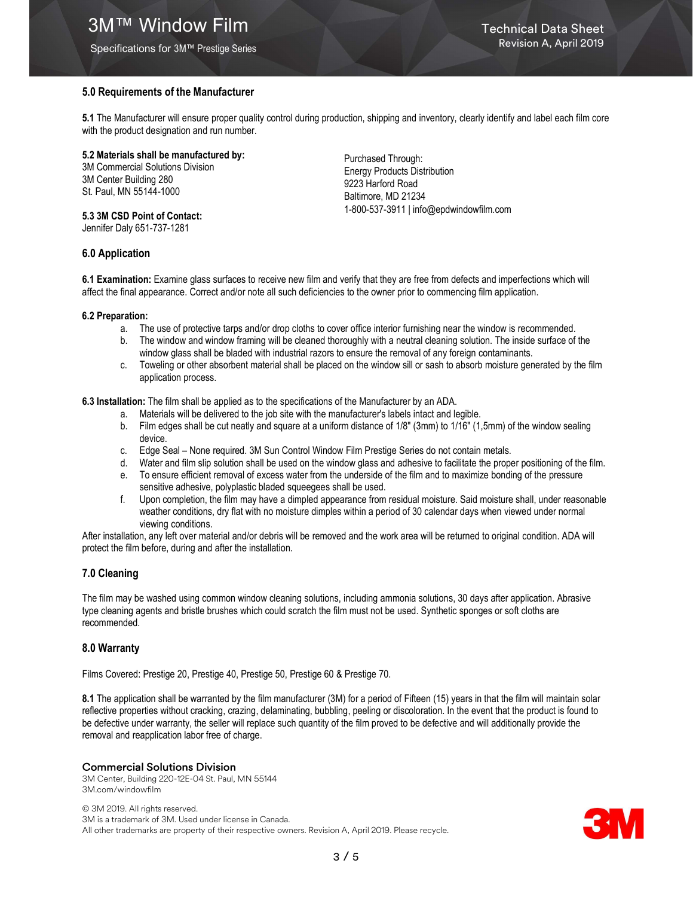## 5.0 Requirements of the Manufacturer

**5.1** The Manufacturer will ensure proper quality control during production, shipping and inventory, clearly identify and label each film core with the product designation and run number.

**5.2 Materials shall be manufactured by:**
3M Commercial Solutions Division
3M Center Building 280
St. Paul, MN 55144-1000

Purchased Through:
Energy Products Distribution
9223 Harford Road
Baltimore, MD 21234
1-800-537-3911 | info@epdwindowfilm.com

**5.3 3M CSD Point of Contact:**
Jennifer Daly 651-737-1281

## 6.0 Application

**6.1 Examination:** Examine glass surfaces to receive new film and verify that they are free from defects and imperfections which will affect the final appearance. Correct and/or note all such deficiencies to the owner prior to commencing film application.

**6.2 Preparation:**

a. The use of protective tarps and/or drop cloths to cover office interior furnishing near the window is recommended.
b. The window and window framing will be cleaned thoroughly with a neutral cleaning solution. The inside surface of the window glass shall be bladed with industrial razors to ensure the removal of any foreign contaminants.
c. Toweling or other absorbent material shall be placed on the window sill or sash to absorb moisture generated by the film application process.

**6.3 Installation:** The film shall be applied as to the specifications of the Manufacturer by an ADA.

a. Materials will be delivered to the job site with the manufacturer's labels intact and legible.
b. Film edges shall be cut neatly and square at a uniform distance of 1/8" (3mm) to 1/16" (1,5mm) of the window sealing device.
c. Edge Seal – None required. 3M Sun Control Window Film Prestige Series do not contain metals.
d. Water and film slip solution shall be used on the window glass and adhesive to facilitate the proper positioning of the film.
e. To ensure efficient removal of excess water from the underside of the film and to maximize bonding of the pressure sensitive adhesive, polyplastic bladed squeegees shall be used.
f. Upon completion, the film may have a dimpled appearance from residual moisture. Said moisture shall, under reasonable weather conditions, dry flat with no moisture dimples within a period of 30 calendar days when viewed under normal viewing conditions.

After installation, any left over material and/or debris will be removed and the work area will be returned to original condition. ADA will protect the film before, during and after the installation.

## 7.0 Cleaning

The film may be washed using common window cleaning solutions, including ammonia solutions, 30 days after application. Abrasive type cleaning agents and bristle brushes which could scratch the film must not be used. Synthetic sponges or soft cloths are recommended.

## 8.0 Warranty

Films Covered: Prestige 20, Prestige 40, Prestige 50, Prestige 60 & Prestige 70.

**8.1** The application shall be warranted by the film manufacturer (3M) for a period of Fifteen (15) years in that the film will maintain solar reflective properties without cracking, crazing, delaminating, bubbling, peeling or discoloration. In the event that the product is found to be defective under warranty, the seller will replace such quantity of the film proved to be defective and will additionally provide the removal and reapplication labor free of charge.

**Commercial Solutions Division**
3M Center, Building 220-12E-04 St. Paul, MN 55144
3M.com/windowfilm

© 3M 2019. All rights reserved.
3M is a trademark of 3M. Used under license in Canada.
All other trademarks are property of their respective owners. Revision A, April 2019. Please recycle.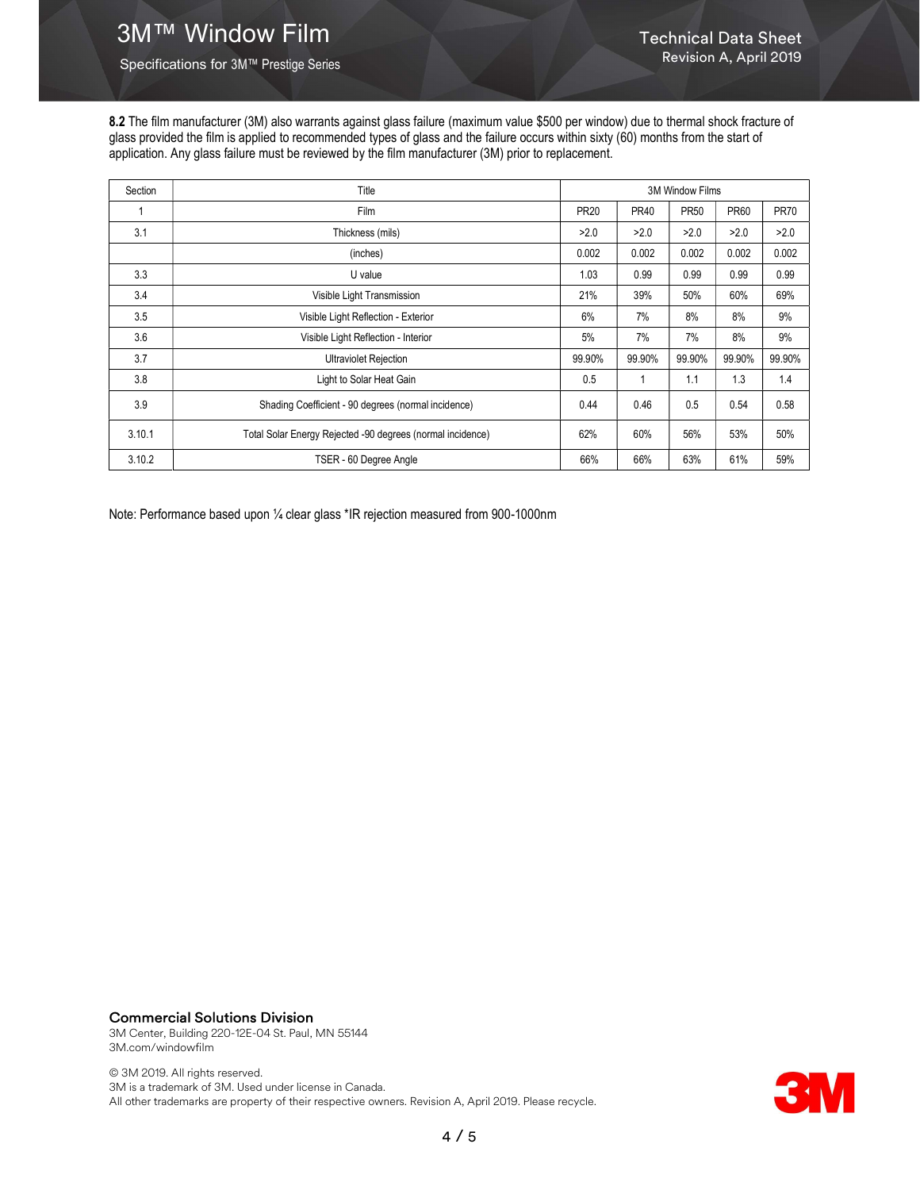**8.2** The film manufacturer (3M) also warrants against glass failure (maximum value $500 per window) due to thermal shock fracture of glass provided the film is applied to recommended types of glass and the failure occurs within sixty (60) months from the start of application. Any glass failure must be reviewed by the film manufacturer (3M) prior to replacement.

| Section | Title | 3M Window Films | | | | |
|---|---|---|---|---|---|---|
| 1 | Film | PR20 | PR40 | PR50 | PR60 | PR70 |
| 3.1 | Thickness (mils) | >2.0 | >2.0 | >2.0 | >2.0 | >2.0 |
| | (inches) | 0.002 | 0.002 | 0.002 | 0.002 | 0.002 |
| 3.3 | U value | 1.03 | 0.99 | 0.99 | 0.99 | 0.99 |
| 3.4 | Visible Light Transmission | 21% | 39% | 50% | 60% | 69% |
| 3.5 | Visible Light Reflection - Exterior | 6% | 7% | 8% | 8% | 9% |
| 3.6 | Visible Light Reflection - Interior | 5% | 7% | 7% | 8% | 9% |
| 3.7 | Ultraviolet Rejection | 99.90% | 99.90% | 99.90% | 99.90% | 99.90% |
| 3.8 | Light to Solar Heat Gain | 0.5 | 1 | 1.1 | 1.3 | 1.4 |
| 3.9 | Shading Coefficient - 90 degrees (normal incidence) | 0.44 | 0.46 | 0.5 | 0.54 | 0.58 |
| 3.10.1 | Total Solar Energy Rejected -90 degrees (normal incidence) | 62% | 60% | 56% | 53% | 50% |
| 3.10.2 | TSER - 60 Degree Angle | 66% | 66% | 63% | 61% | 59% |

Note: Performance based upon ¼ clear glass *IR rejection measured from 900-1000nm

**Commercial Solutions Division**
3M Center, Building 220-12E-04 St. Paul, MN 55144
3M.com/windowfilm

© 3M 2019. All rights reserved.
3M is a trademark of 3M. Used under license in Canada.
All other trademarks are property of their respective owners. Revision A, April 2019. Please recycle.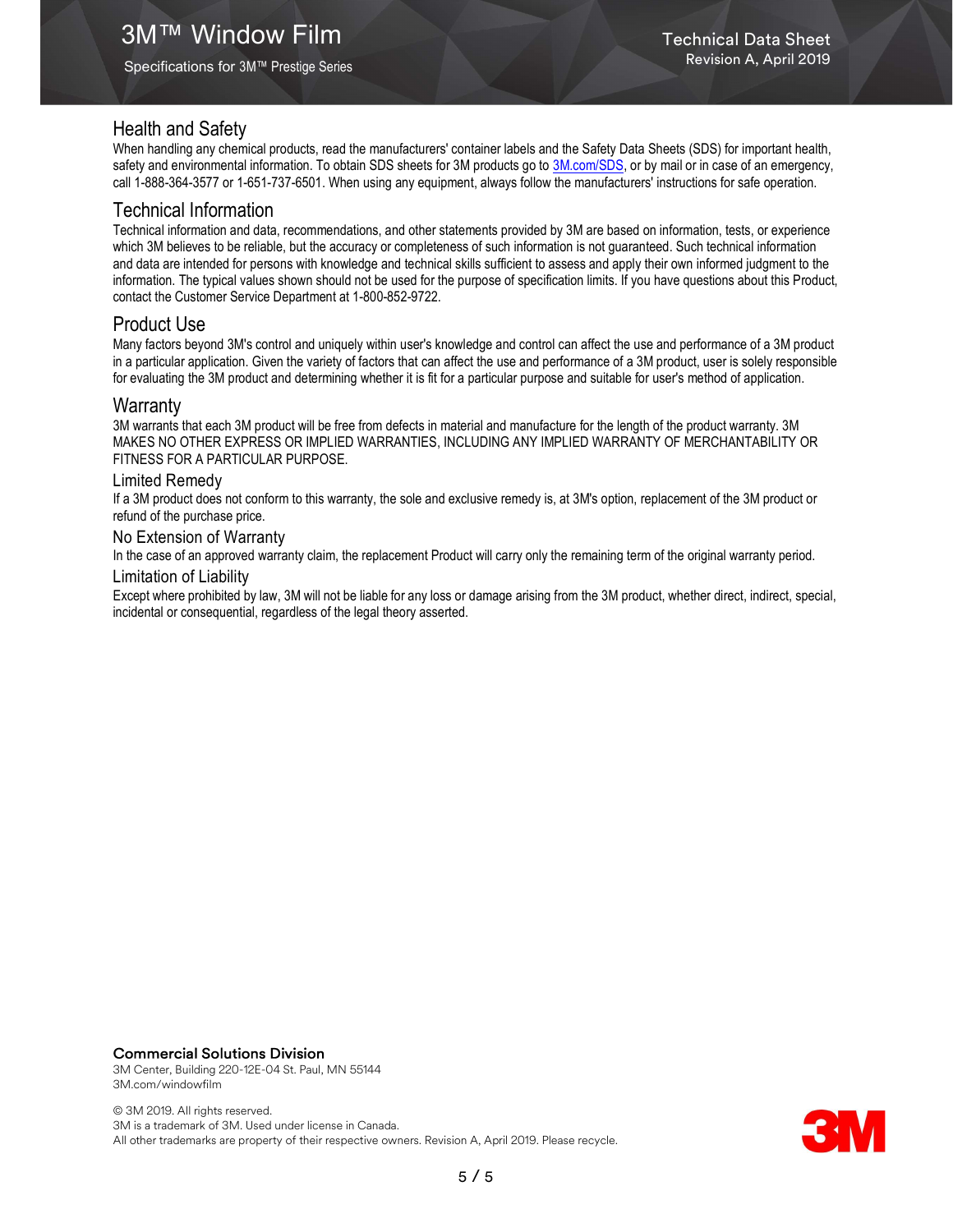## Health and Safety

When handling any chemical products, read the manufacturers' container labels and the Safety Data Sheets (SDS) for important health, safety and environmental information. To obtain SDS sheets for 3M products go to 3M.com/SDS, or by mail or in case of an emergency, call 1-888-364-3577 or 1-651-737-6501. When using any equipment, always follow the manufacturers' instructions for safe operation.

## Technical Information

Technical information and data, recommendations, and other statements provided by 3M are based on information, tests, or experience which 3M believes to be reliable, but the accuracy or completeness of such information is not guaranteed. Such technical information and data are intended for persons with knowledge and technical skills sufficient to assess and apply their own informed judgment to the information. The typical values shown should not be used for the purpose of specification limits. If you have questions about this Product, contact the Customer Service Department at 1-800-852-9722.

## Product Use

Many factors beyond 3M's control and uniquely within user's knowledge and control can affect the use and performance of a 3M product in a particular application. Given the variety of factors that can affect the use and performance of a 3M product, user is solely responsible for evaluating the 3M product and determining whether it is fit for a particular purpose and suitable for user's method of application.

## Warranty

3M warrants that each 3M product will be free from defects in material and manufacture for the length of the product warranty. 3M MAKES NO OTHER EXPRESS OR IMPLIED WARRANTIES, INCLUDING ANY IMPLIED WARRANTY OF MERCHANTABILITY OR FITNESS FOR A PARTICULAR PURPOSE.

### Limited Remedy

If a 3M product does not conform to this warranty, the sole and exclusive remedy is, at 3M's option, replacement of the 3M product or refund of the purchase price.

### No Extension of Warranty

In the case of an approved warranty claim, the replacement Product will carry only the remaining term of the original warranty period.

### Limitation of Liability

Except where prohibited by law, 3M will not be liable for any loss or damage arising from the 3M product, whether direct, indirect, special, incidental or consequential, regardless of the legal theory asserted.

**Commercial Solutions Division**
3M Center, Building 220-12E-04 St. Paul, MN 55144
3M.com/windowfilm

© 3M 2019. All rights reserved.
3M is a trademark of 3M. Used under license in Canada.
All other trademarks are property of their respective owners. Revision A, April 2019. Please recycle.